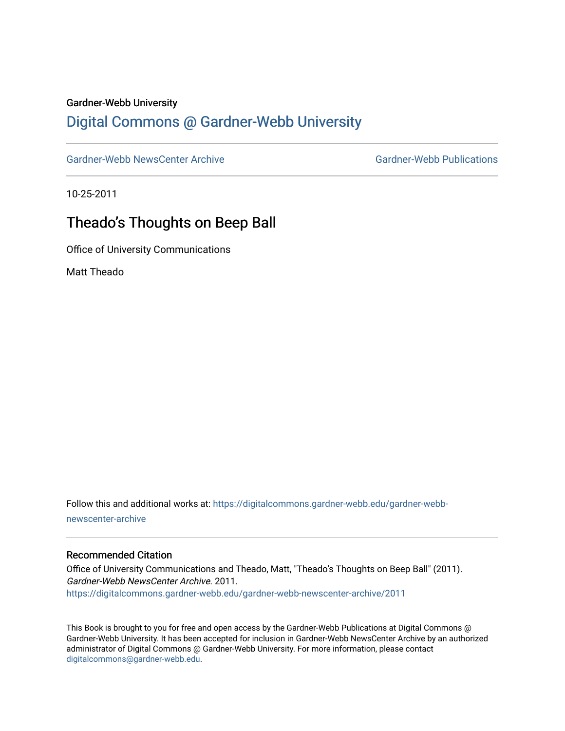Gardner-Webb University

## Digital Commons @ Gardner-Webb University

Gardner-Webb NewsCenter Archive | Gardner-Webb Publications

10-25-2011

# Theado’s Thoughts on Beep Ball

Office of University Communications

Matt Theado

Follow this and additional works at: https://digitalcommons.gardner-webb.edu/gardner-webb-newscenter-archive

### Recommended Citation

Office of University Communications and Theado, Matt, "Theado’s Thoughts on Beep Ball" (2011). *Gardner-Webb NewsCenter Archive*. 2011.
https://digitalcommons.gardner-webb.edu/gardner-webb-newscenter-archive/2011

This Book is brought to you for free and open access by the Gardner-Webb Publications at Digital Commons @ Gardner-Webb University. It has been accepted for inclusion in Gardner-Webb NewsCenter Archive by an authorized administrator of Digital Commons @ Gardner-Webb University. For more information, please contact digitalcommons@gardner-webb.edu.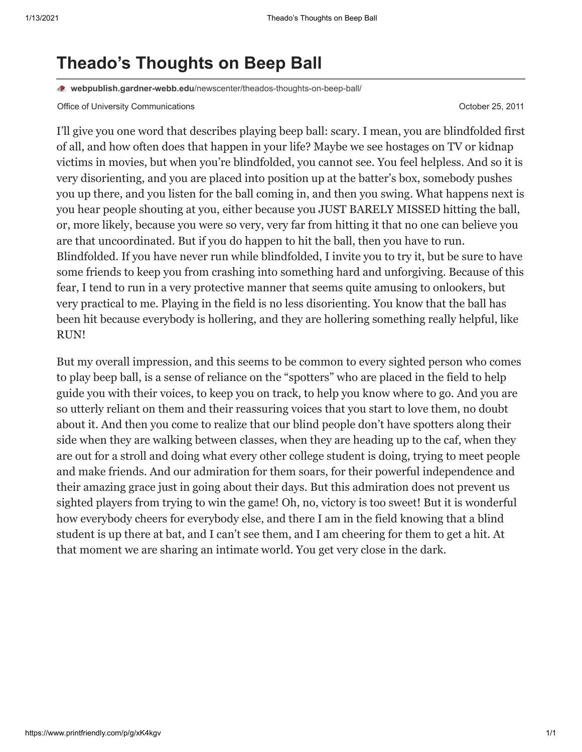# Theado's Thoughts on Beep Ball

**webpublish.gardner-webb.edu**/newscenter/theados-thoughts-on-beep-ball/

Office of University Communications

October 25, 2011

I'll give you one word that describes playing beep ball: scary. I mean, you are blindfolded first of all, and how often does that happen in your life? Maybe we see hostages on TV or kidnap victims in movies, but when you're blindfolded, you cannot see. You feel helpless. And so it is very disorienting, and you are placed into position up at the batter's box, somebody pushes you up there, and you listen for the ball coming in, and then you swing. What happens next is you hear people shouting at you, either because you JUST BARELY MISSED hitting the ball, or, more likely, because you were so very, very far from hitting it that no one can believe you are that uncoordinated. But if you do happen to hit the ball, then you have to run. Blindfolded. If you have never run while blindfolded, I invite you to try it, but be sure to have some friends to keep you from crashing into something hard and unforgiving. Because of this fear, I tend to run in a very protective manner that seems quite amusing to onlookers, but very practical to me. Playing in the field is no less disorienting. You know that the ball has been hit because everybody is hollering, and they are hollering something really helpful, like RUN!

But my overall impression, and this seems to be common to every sighted person who comes to play beep ball, is a sense of reliance on the "spotters" who are placed in the field to help guide you with their voices, to keep you on track, to help you know where to go. And you are so utterly reliant on them and their reassuring voices that you start to love them, no doubt about it. And then you come to realize that our blind people don't have spotters along their side when they are walking between classes, when they are heading up to the caf, when they are out for a stroll and doing what every other college student is doing, trying to meet people and make friends. And our admiration for them soars, for their powerful independence and their amazing grace just in going about their days. But this admiration does not prevent us sighted players from trying to win the game! Oh, no, victory is too sweet! But it is wonderful how everybody cheers for everybody else, and there I am in the field knowing that a blind student is up there at bat, and I can't see them, and I am cheering for them to get a hit. At that moment we are sharing an intimate world. You get very close in the dark.